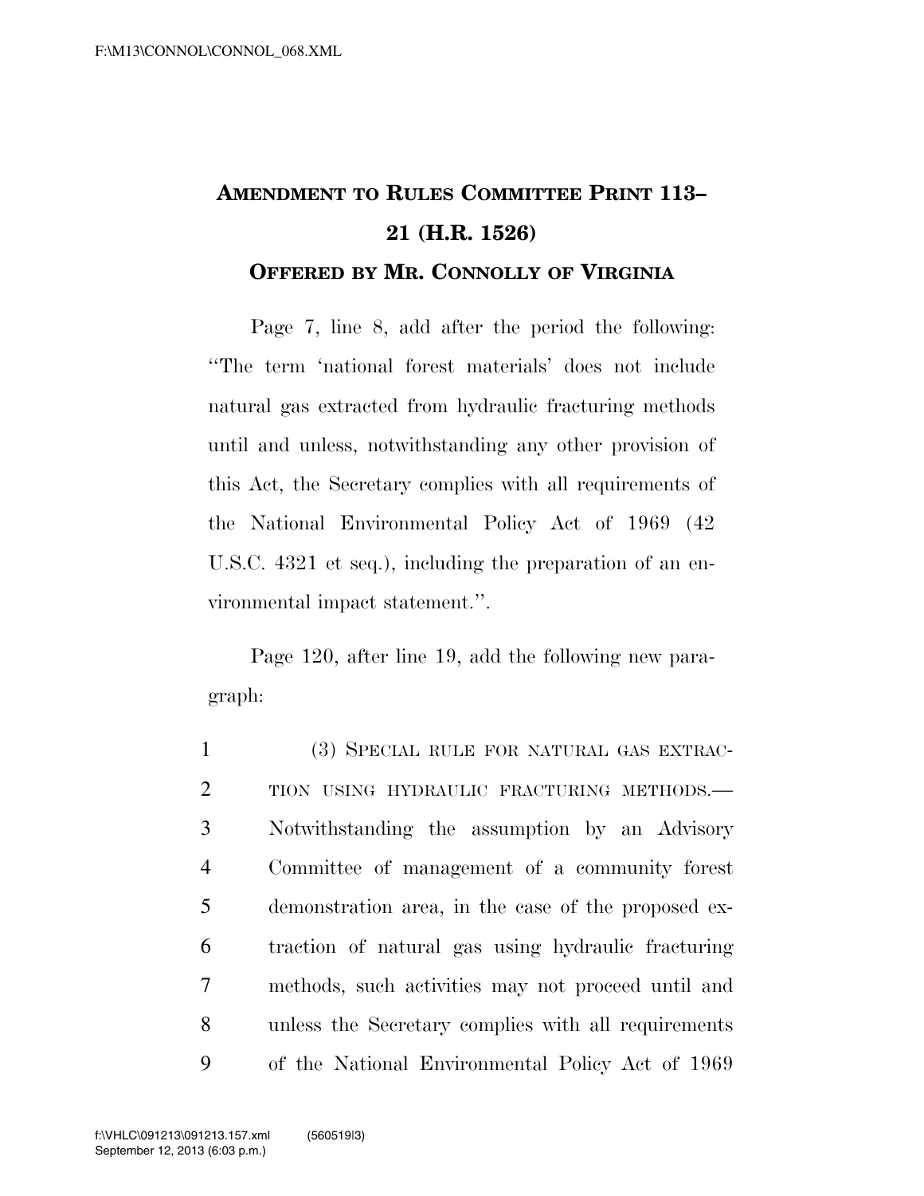**AMENDMENT TO RULES COMMITTEE PRINT 113–21 (H.R. 1526)**

**OFFERED BY MR. CONNOLLY OF VIRGINIA**

Page 7, line 8, add after the period the following: "The term 'national forest materials' does not include natural gas extracted from hydraulic fracturing methods until and unless, notwithstanding any other provision of this Act, the Secretary complies with all requirements of the National Environmental Policy Act of 1969 (42 U.S.C. 4321 et seq.), including the preparation of an environmental impact statement.".

Page 120, after line 19, add the following new paragraph:

1 (3) SPECIAL RULE FOR NATURAL GAS EXTRAC-
2 TION USING HYDRAULIC FRACTURING METHODS.—
3 Notwithstanding the assumption by an Advisory
4 Committee of management of a community forest
5 demonstration area, in the case of the proposed ex-
6 traction of natural gas using hydraulic fracturing
7 methods, such activities may not proceed until and
8 unless the Secretary complies with all requirements
9 of the National Environmental Policy Act of 1969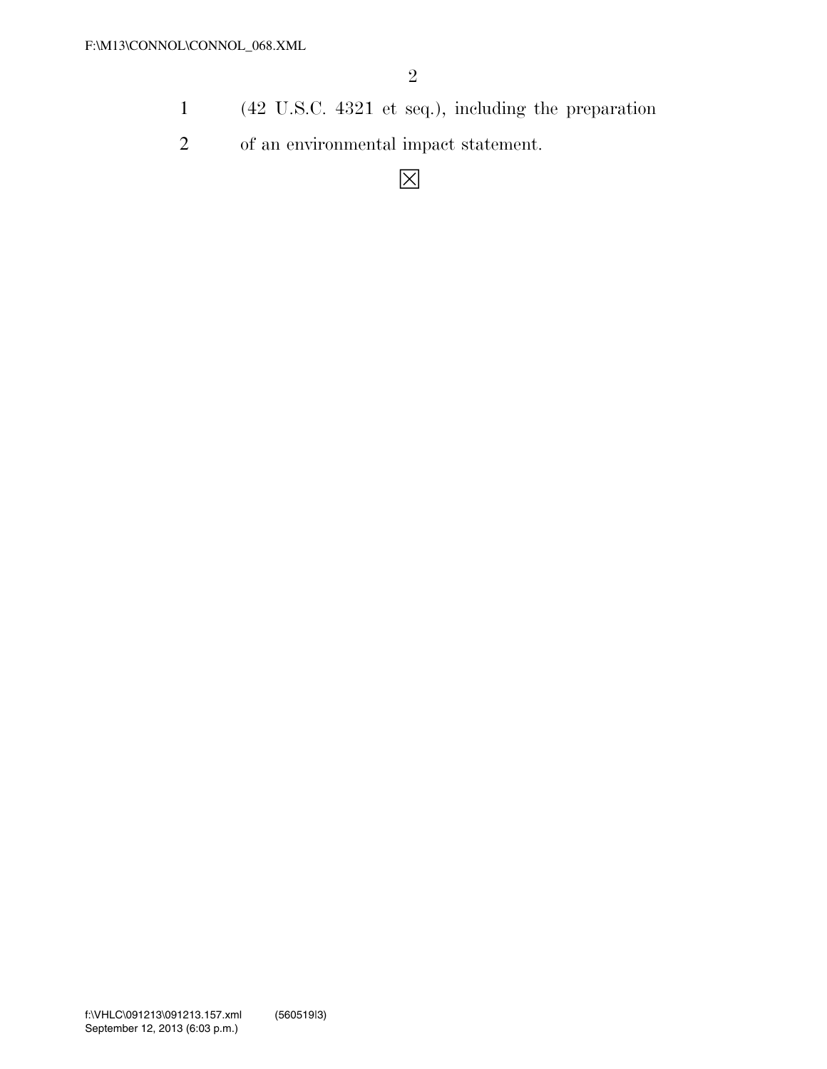(42 U.S.C. 4321 et seq.), including the preparation of an environmental impact statement.